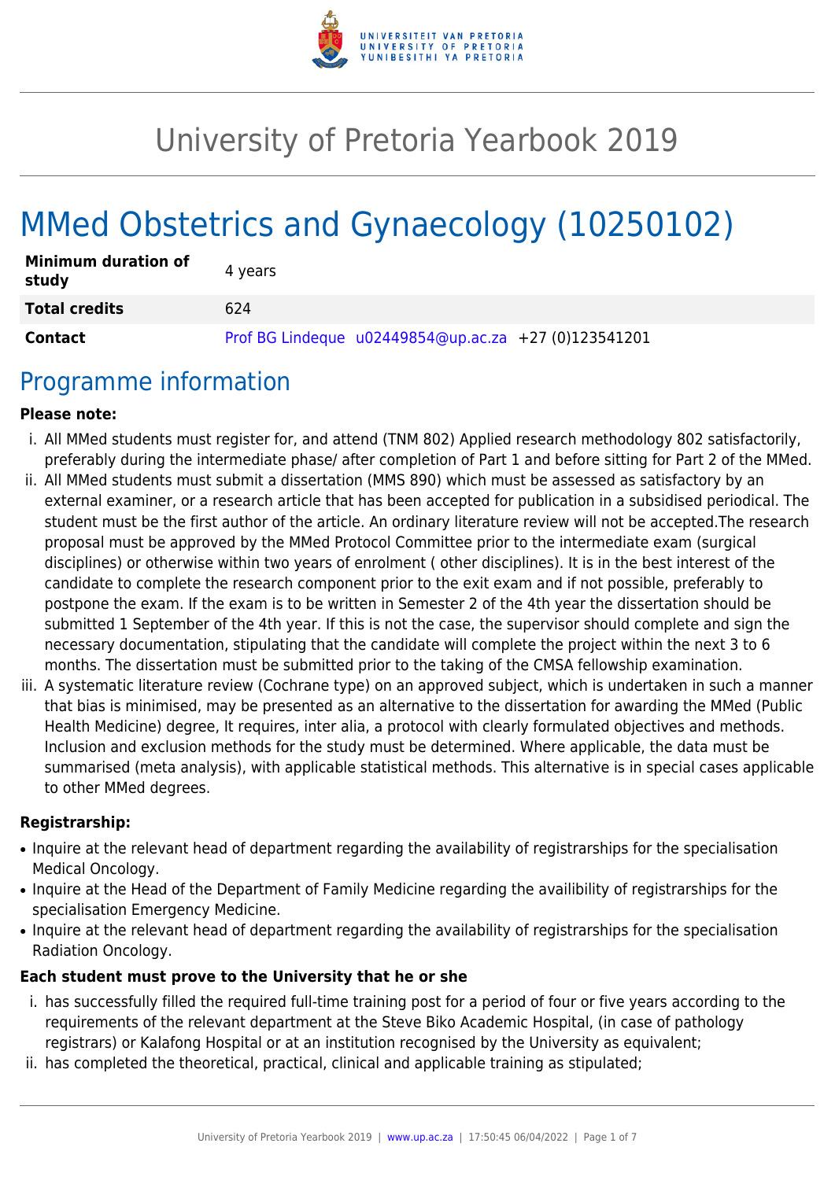# University of Pretoria Yearbook 2019

# MMed Obstetrics and Gynaecology (10250102)

| | |
|---|---|
| **Minimum duration of study** | 4 years |
| **Total credits** | 624 |
| **Contact** | Prof BG Lindeque u02449854@up.ac.za +27 (0)123541201 |

## Programme information

**Please note:**

i. All MMed students must register for, and attend (TNM 802) Applied research methodology 802 satisfactorily, preferably during the intermediate phase/ after completion of Part 1 and before sitting for Part 2 of the MMed.

ii. All MMed students must submit a dissertation (MMS 890) which must be assessed as satisfactory by an external examiner, or a research article that has been accepted for publication in a subsidised periodical. The student must be the first author of the article. An ordinary literature review will not be accepted.The research proposal must be approved by the MMed Protocol Committee prior to the intermediate exam (surgical disciplines) or otherwise within two years of enrolment ( other disciplines). It is in the best interest of the candidate to complete the research component prior to the exit exam and if not possible, preferably to postpone the exam. If the exam is to be written in Semester 2 of the 4th year the dissertation should be submitted 1 September of the 4th year. If this is not the case, the supervisor should complete and sign the necessary documentation, stipulating that the candidate will complete the project within the next 3 to 6 months. The dissertation must be submitted prior to the taking of the CMSA fellowship examination.

iii. A systematic literature review (Cochrane type) on an approved subject, which is undertaken in such a manner that bias is minimised, may be presented as an alternative to the dissertation for awarding the MMed (Public Health Medicine) degree, It requires, inter alia, a protocol with clearly formulated objectives and methods. Inclusion and exclusion methods for the study must be determined. Where applicable, the data must be summarised (meta analysis), with applicable statistical methods. This alternative is in special cases applicable to other MMed degrees.

**Registrarship:**

- Inquire at the relevant head of department regarding the availability of registrarships for the specialisation Medical Oncology.
- Inquire at the Head of the Department of Family Medicine regarding the availibility of registrarships for the specialisation Emergency Medicine.
- Inquire at the relevant head of department regarding the availability of registrarships for the specialisation Radiation Oncology.

**Each student must prove to the University that he or she**

i. has successfully filled the required full-time training post for a period of four or five years according to the requirements of the relevant department at the Steve Biko Academic Hospital, (in case of pathology registrars) or Kalafong Hospital or at an institution recognised by the University as equivalent;

ii. has completed the theoretical, practical, clinical and applicable training as stipulated;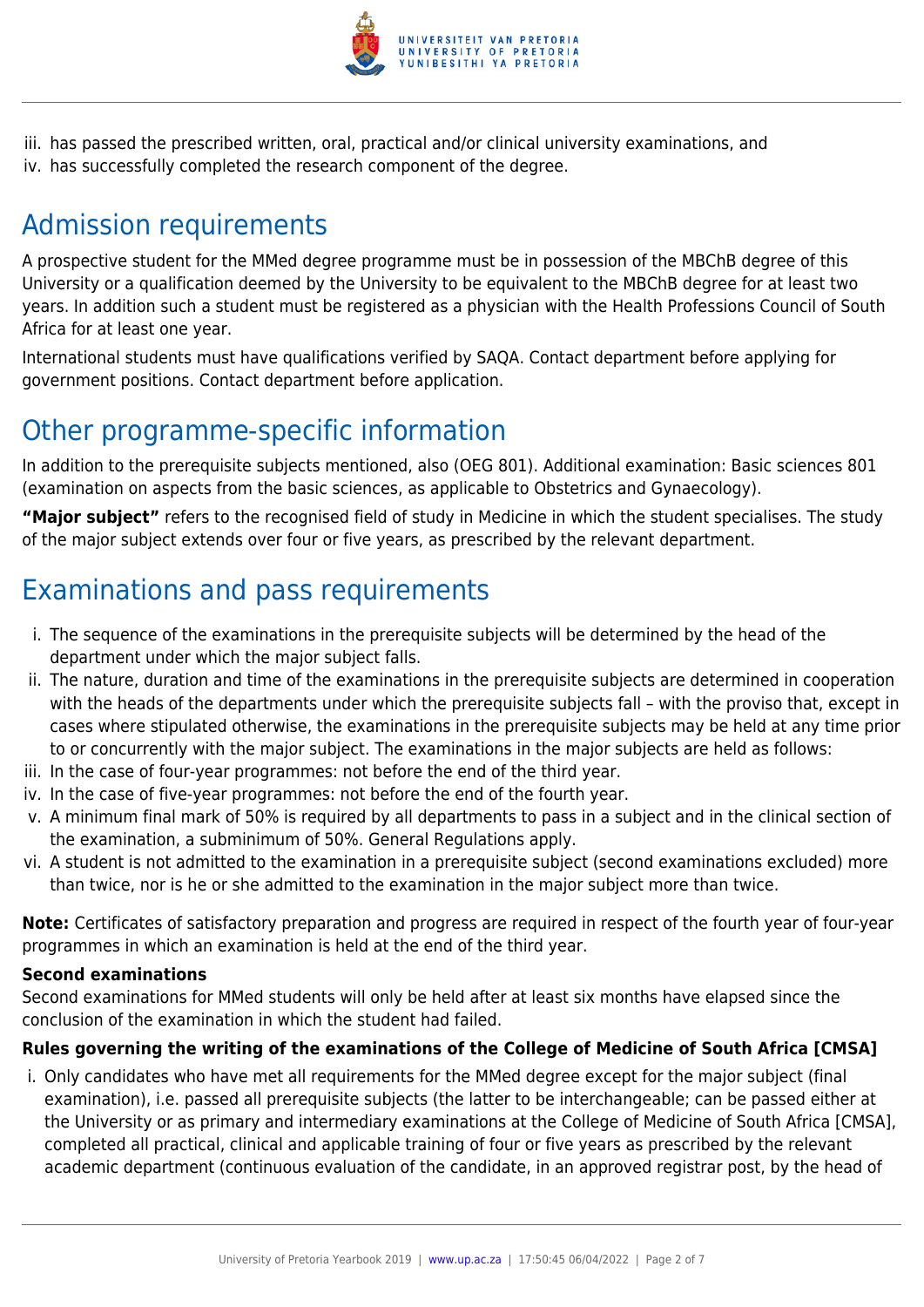iii. has passed the prescribed written, oral, practical and/or clinical university examinations, and
iv. has successfully completed the research component of the degree.

## Admission requirements

A prospective student for the MMed degree programme must be in possession of the MBChB degree of this University or a qualification deemed by the University to be equivalent to the MBChB degree for at least two years. In addition such a student must be registered as a physician with the Health Professions Council of South Africa for at least one year.

International students must have qualifications verified by SAQA. Contact department before applying for government positions. Contact department before application.

## Other programme-specific information

In addition to the prerequisite subjects mentioned, also (OEG 801). Additional examination: Basic sciences 801 (examination on aspects from the basic sciences, as applicable to Obstetrics and Gynaecology).

**"Major subject"** refers to the recognised field of study in Medicine in which the student specialises. The study of the major subject extends over four or five years, as prescribed by the relevant department.

## Examinations and pass requirements

i. The sequence of the examinations in the prerequisite subjects will be determined by the head of the department under which the major subject falls.
ii. The nature, duration and time of the examinations in the prerequisite subjects are determined in cooperation with the heads of the departments under which the prerequisite subjects fall – with the proviso that, except in cases where stipulated otherwise, the examinations in the prerequisite subjects may be held at any time prior to or concurrently with the major subject. The examinations in the major subjects are held as follows:
iii. In the case of four-year programmes: not before the end of the third year.
iv. In the case of five-year programmes: not before the end of the fourth year.
v. A minimum final mark of 50% is required by all departments to pass in a subject and in the clinical section of the examination, a subminimum of 50%. General Regulations apply.
vi. A student is not admitted to the examination in a prerequisite subject (second examinations excluded) more than twice, nor is he or she admitted to the examination in the major subject more than twice.

**Note:** Certificates of satisfactory preparation and progress are required in respect of the fourth year of four-year programmes in which an examination is held at the end of the third year.

**Second examinations**
Second examinations for MMed students will only be held after at least six months have elapsed since the conclusion of the examination in which the student had failed.

**Rules governing the writing of the examinations of the College of Medicine of South Africa [CMSA]**

i. Only candidates who have met all requirements for the MMed degree except for the major subject (final examination), i.e. passed all prerequisite subjects (the latter to be interchangeable; can be passed either at the University or as primary and intermediary examinations at the College of Medicine of South Africa [CMSA], completed all practical, clinical and applicable training of four or five years as prescribed by the relevant academic department (continuous evaluation of the candidate, in an approved registrar post, by the head of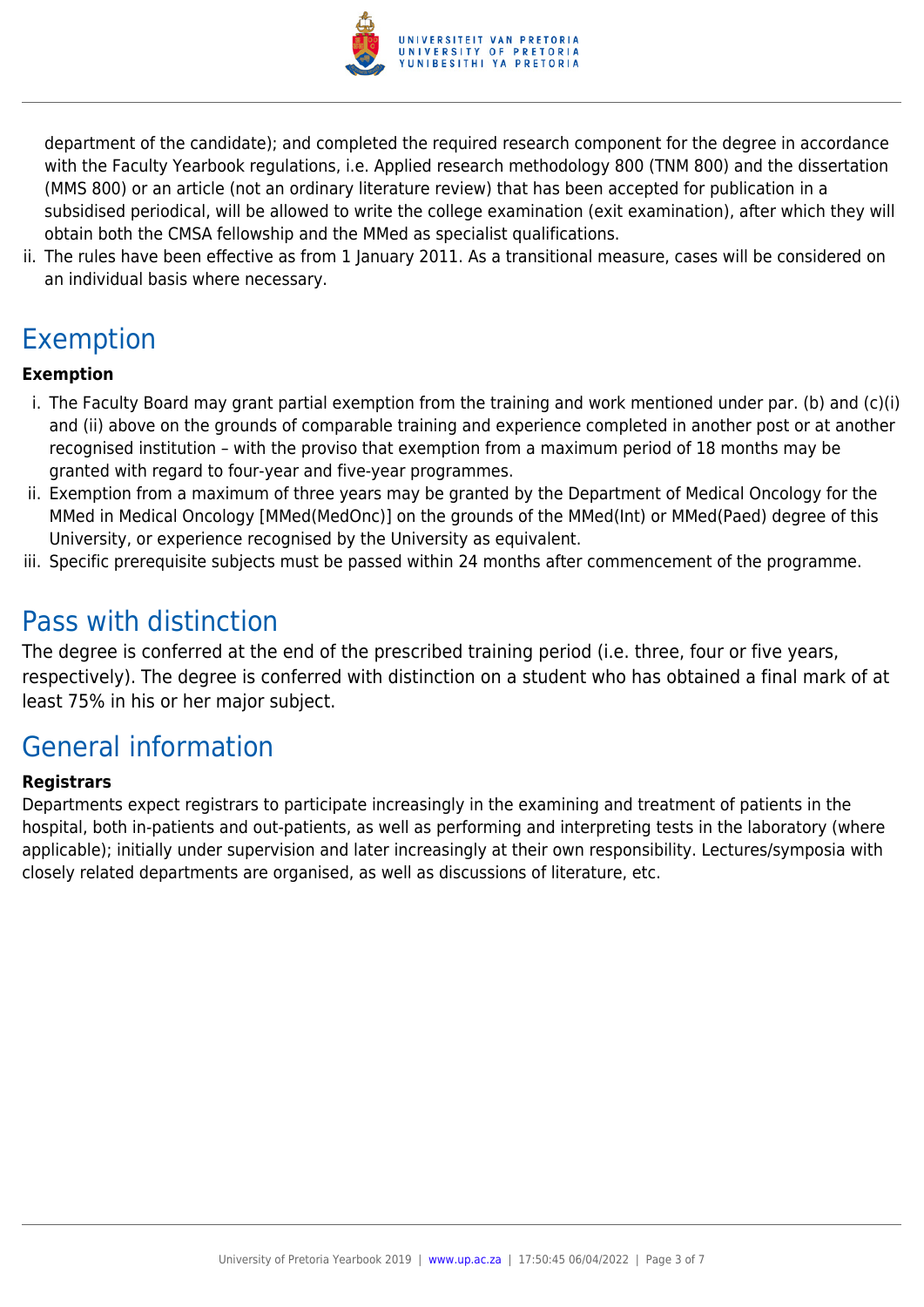department of the candidate); and completed the required research component for the degree in accordance with the Faculty Yearbook regulations, i.e. Applied research methodology 800 (TNM 800) and the dissertation (MMS 800) or an article (not an ordinary literature review) that has been accepted for publication in a subsidised periodical, will be allowed to write the college examination (exit examination), after which they will obtain both the CMSA fellowship and the MMed as specialist qualifications.

ii. The rules have been effective as from 1 January 2011. As a transitional measure, cases will be considered on an individual basis where necessary.

## Exemption

**Exemption**

i. The Faculty Board may grant partial exemption from the training and work mentioned under par. (b) and (c)(i) and (ii) above on the grounds of comparable training and experience completed in another post or at another recognised institution – with the proviso that exemption from a maximum period of 18 months may be granted with regard to four-year and five-year programmes.
ii. Exemption from a maximum of three years may be granted by the Department of Medical Oncology for the MMed in Medical Oncology [MMed(MedOnc)] on the grounds of the MMed(Int) or MMed(Paed) degree of this University, or experience recognised by the University as equivalent.
iii. Specific prerequisite subjects must be passed within 24 months after commencement of the programme.

## Pass with distinction

The degree is conferred at the end of the prescribed training period (i.e. three, four or five years, respectively). The degree is conferred with distinction on a student who has obtained a final mark of at least 75% in his or her major subject.

## General information

**Registrars**

Departments expect registrars to participate increasingly in the examining and treatment of patients in the hospital, both in-patients and out-patients, as well as performing and interpreting tests in the laboratory (where applicable); initially under supervision and later increasingly at their own responsibility. Lectures/symposia with closely related departments are organised, as well as discussions of literature, etc.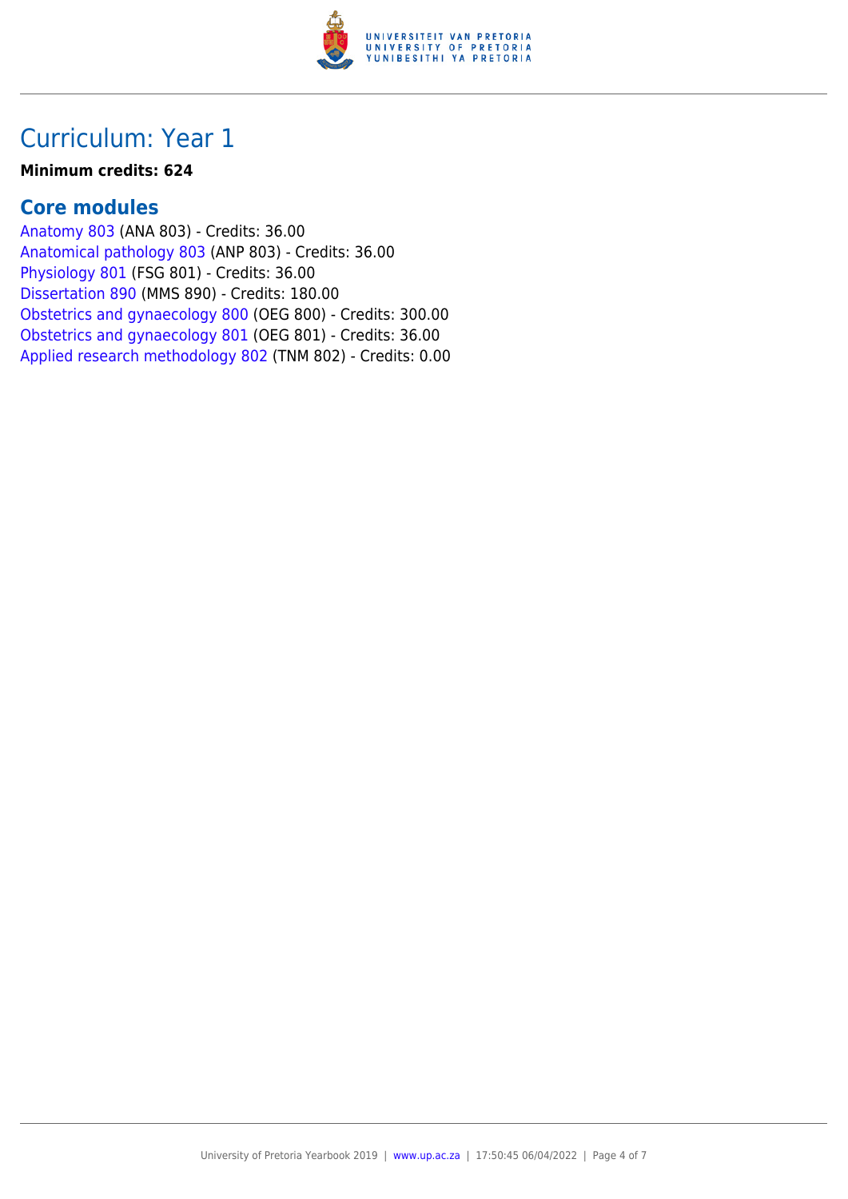# Curriculum: Year 1

**Minimum credits: 624**

## Core modules

Anatomy 803 (ANA 803) - Credits: 36.00
Anatomical pathology 803 (ANP 803) - Credits: 36.00
Physiology 801 (FSG 801) - Credits: 36.00
Dissertation 890 (MMS 890) - Credits: 180.00
Obstetrics and gynaecology 800 (OEG 800) - Credits: 300.00
Obstetrics and gynaecology 801 (OEG 801) - Credits: 36.00
Applied research methodology 802 (TNM 802) - Credits: 0.00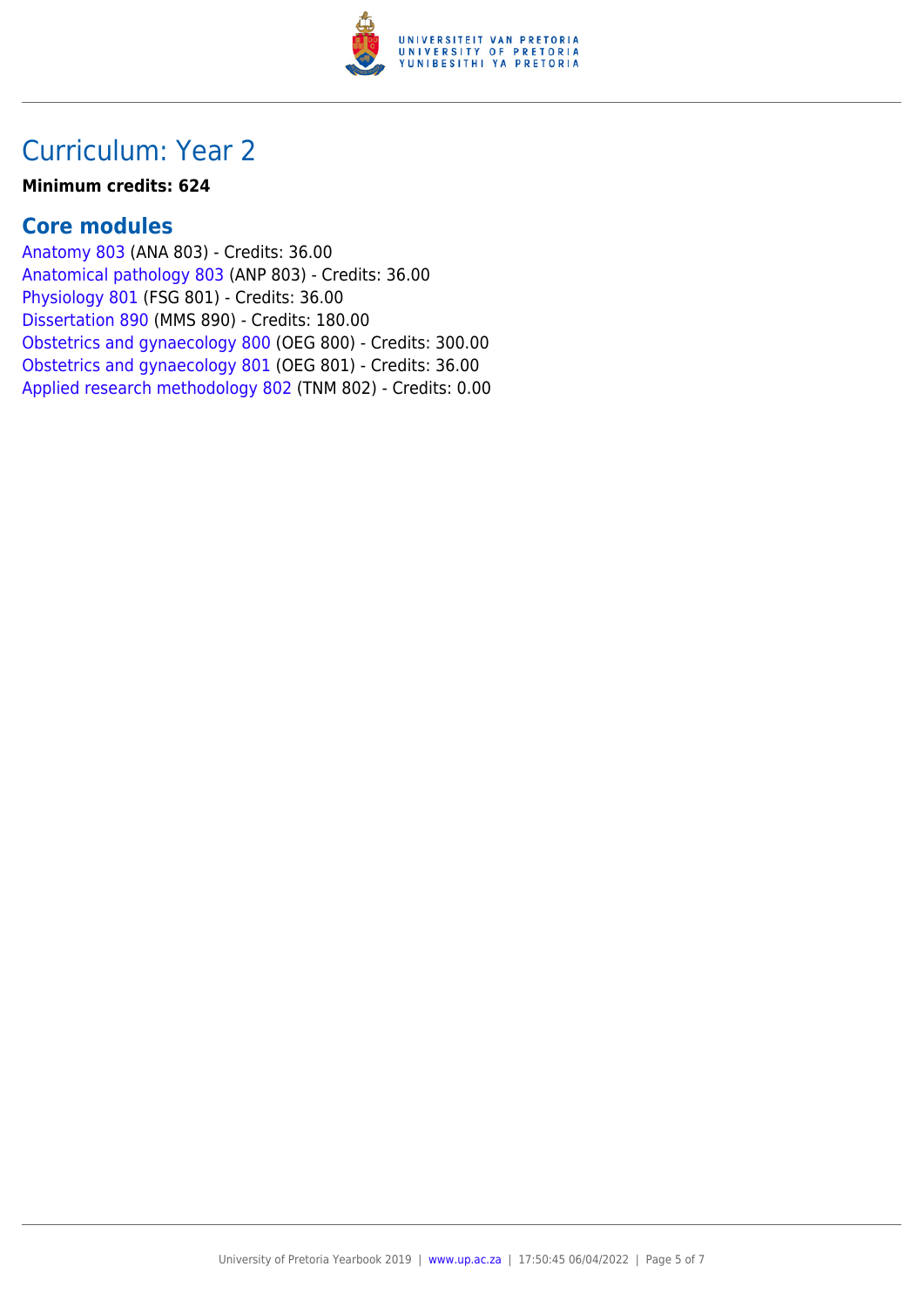## Curriculum: Year 2

**Minimum credits: 624**

### Core modules

Anatomy 803 (ANA 803) - Credits: 36.00
Anatomical pathology 803 (ANP 803) - Credits: 36.00
Physiology 801 (FSG 801) - Credits: 36.00
Dissertation 890 (MMS 890) - Credits: 180.00
Obstetrics and gynaecology 800 (OEG 800) - Credits: 300.00
Obstetrics and gynaecology 801 (OEG 801) - Credits: 36.00
Applied research methodology 802 (TNM 802) - Credits: 0.00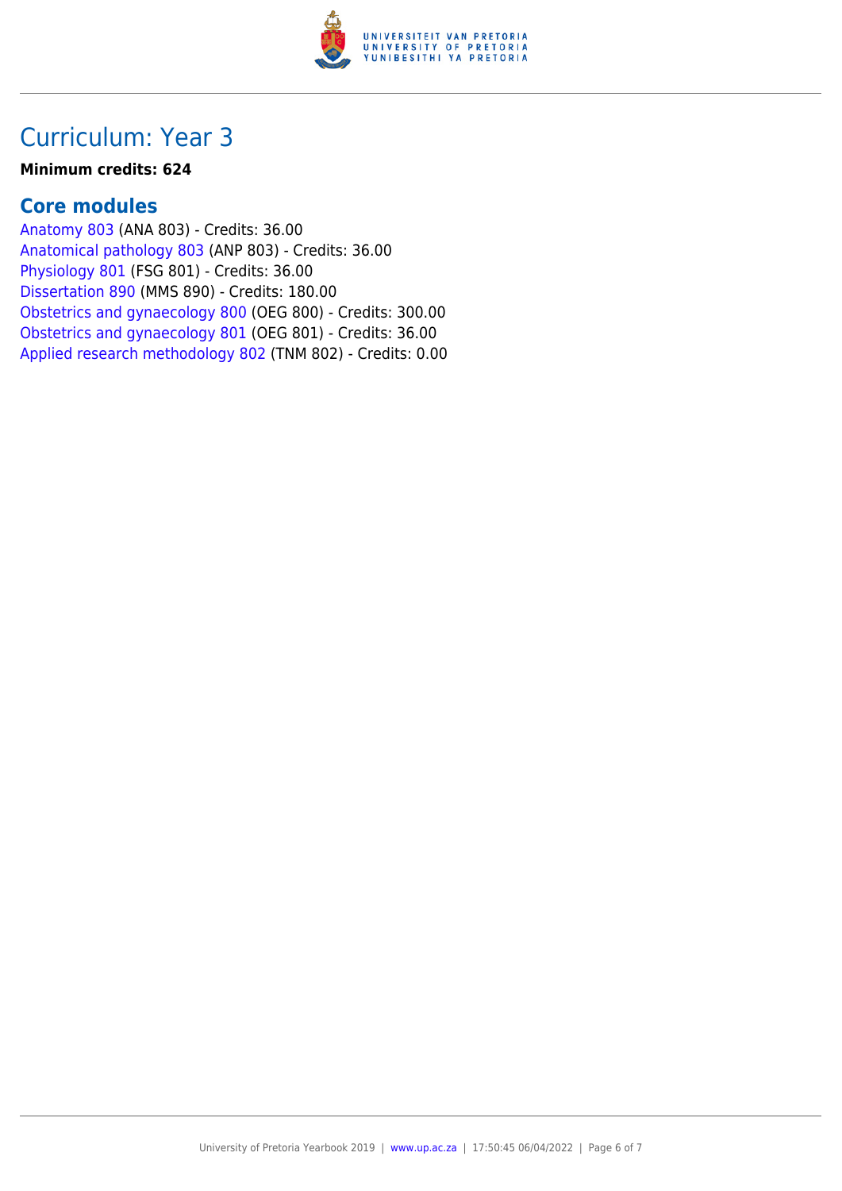# Curriculum: Year 3

**Minimum credits: 624**

## Core modules

Anatomy 803 (ANA 803) - Credits: 36.00
Anatomical pathology 803 (ANP 803) - Credits: 36.00
Physiology 801 (FSG 801) - Credits: 36.00
Dissertation 890 (MMS 890) - Credits: 180.00
Obstetrics and gynaecology 800 (OEG 800) - Credits: 300.00
Obstetrics and gynaecology 801 (OEG 801) - Credits: 36.00
Applied research methodology 802 (TNM 802) - Credits: 0.00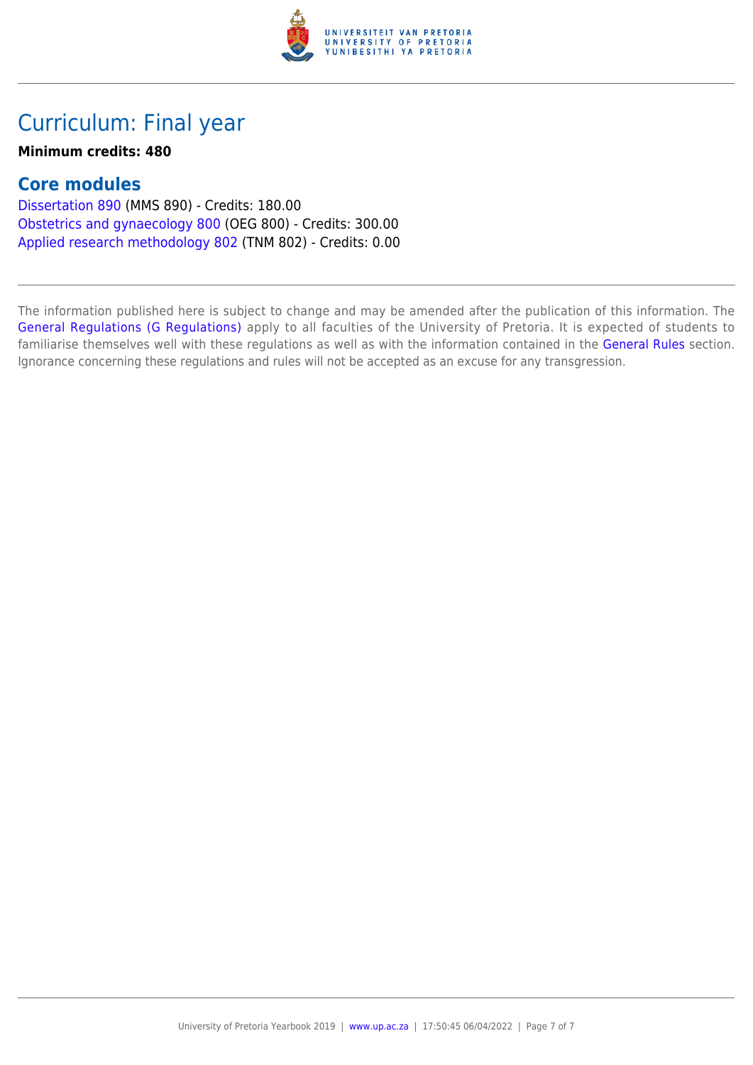## Curriculum: Final year

**Minimum credits: 480**

### Core modules

Dissertation 890 (MMS 890) - Credits: 180.00
Obstetrics and gynaecology 800 (OEG 800) - Credits: 300.00
Applied research methodology 802 (TNM 802) - Credits: 0.00

The information published here is subject to change and may be amended after the publication of this information. The General Regulations (G Regulations) apply to all faculties of the University of Pretoria. It is expected of students to familiarise themselves well with these regulations as well as with the information contained in the General Rules section. Ignorance concerning these regulations and rules will not be accepted as an excuse for any transgression.